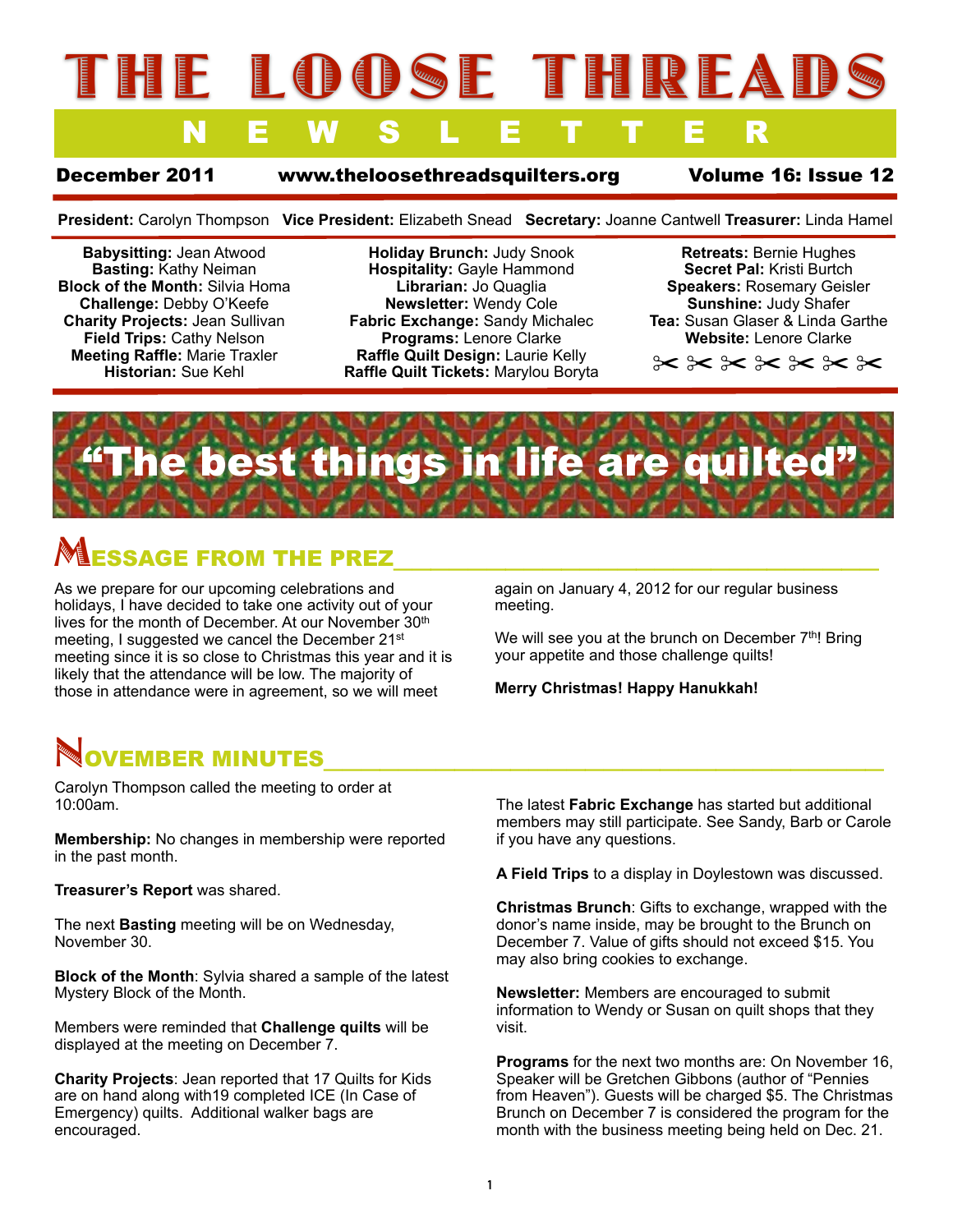# THE LOOSE THREADS NEWSLETTER

**December 2011** www.theloosethreadsquilters.org **Volume 16: Issue 12**

**President:** Carolyn Thompson **Vice President:** Elizabeth Snead **Secretary:** Joanne Cantwell **Treasurer:** Linda Hamel

**Babysitting:** Jean Atwood
**Basting:** Kathy Neiman
**Block of the Month:** Silvia Homa
**Challenge:** Debby O'Keefe
**Charity Projects:** Jean Sullivan
**Field Trips:** Cathy Nelson
**Meeting Raffle:** Marie Traxler
**Historian:** Sue Kehl

**Holiday Brunch:** Judy Snook
**Hospitality:** Gayle Hammond
**Librarian:** Jo Quaglia
**Newsletter:** Wendy Cole
**Fabric Exchange:** Sandy Michalec
**Programs:** Lenore Clarke
**Raffle Quilt Design:** Laurie Kelly
**Raffle Quilt Tickets:** Marylou Boryta

**Retreats:** Bernie Hughes
**Secret Pal:** Kristi Burtch
**Speakers:** Rosemary Geisler
**Sunshine:** Judy Shafer
**Tea:** Susan Glaser & Linda Garthe
**Website:** Lenore Clarke

✂ ✂ ✂ ✂ ✂ ✂ ✂

## "The best things in life are quilted"

## MESSAGE FROM THE PREZ

As we prepare for our upcoming celebrations and holidays, I have decided to take one activity out of your lives for the month of December. At our November 30th meeting, I suggested we cancel the December 21st meeting since it is so close to Christmas this year and it is likely that the attendance will be low. The majority of those in attendance were in agreement, so we will meet again on January 4, 2012 for our regular business meeting.

We will see you at the brunch on December 7th! Bring your appetite and those challenge quilts!

**Merry Christmas! Happy Hanukkah!**

## NOVEMBER MINUTES

Carolyn Thompson called the meeting to order at 10:00am.

**Membership:** No changes in membership were reported in the past month.

**Treasurer's Report** was shared.

The next **Basting** meeting will be on Wednesday, November 30.

**Block of the Month**: Sylvia shared a sample of the latest Mystery Block of the Month.

Members were reminded that **Challenge quilts** will be displayed at the meeting on December 7.

**Charity Projects**: Jean reported that 17 Quilts for Kids are on hand along with19 completed ICE (In Case of Emergency) quilts. Additional walker bags are encouraged.

The latest **Fabric Exchange** has started but additional members may still participate. See Sandy, Barb or Carole if you have any questions.

**A Field Trips** to a display in Doylestown was discussed.

**Christmas Brunch**: Gifts to exchange, wrapped with the donor's name inside, may be brought to the Brunch on December 7. Value of gifts should not exceed $15. You may also bring cookies to exchange.

**Newsletter:** Members are encouraged to submit information to Wendy or Susan on quilt shops that they visit.

**Programs** for the next two months are: On November 16, Speaker will be Gretchen Gibbons (author of "Pennies from Heaven"). Guests will be charged $5. The Christmas Brunch on December 7 is considered the program for the month with the business meeting being held on Dec. 21.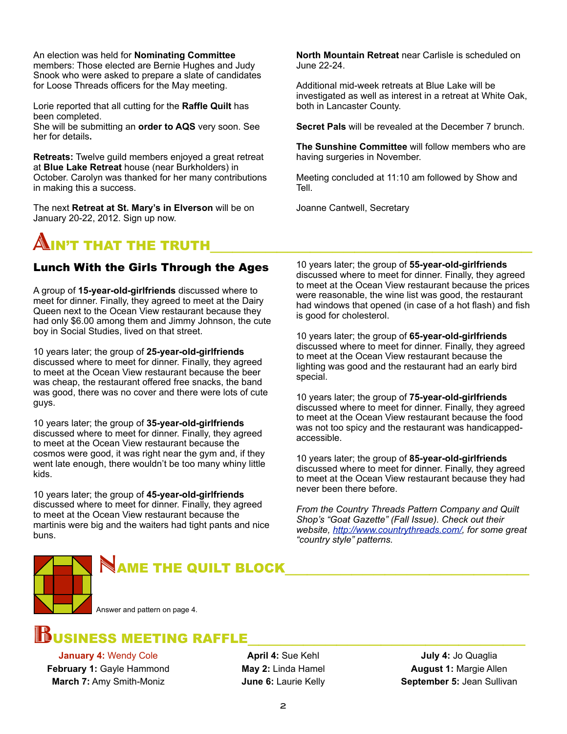An election was held for **Nominating Committee** members: Those elected are Bernie Hughes and Judy Snook who were asked to prepare a slate of candidates for Loose Threads officers for the May meeting.

Lorie reported that all cutting for the **Raffle Quilt** has been completed.
She will be submitting an **order to AQS** very soon. See her for details**.**

**Retreats:** Twelve guild members enjoyed a great retreat at **Blue Lake Retreat** house (near Burkholders) in October. Carolyn was thanked for her many contributions in making this a success.

The next **Retreat at St. Mary's in Elverson** will be on January 20-22, 2012. Sign up now.

**North Mountain Retreat** near Carlisle is scheduled on June 22-24.

Additional mid-week retreats at Blue Lake will be investigated as well as interest in a retreat at White Oak, both in Lancaster County.

**Secret Pals** will be revealed at the December 7 brunch.

**The Sunshine Committee** will follow members who are having surgeries in November.

Meeting concluded at 11:10 am followed by Show and Tell.

Joanne Cantwell, Secretary

## AIN'T THAT THE TRUTH

### Lunch With the Girls Through the Ages

A group of **15-year-old-girlfriends** discussed where to meet for dinner. Finally, they agreed to meet at the Dairy Queen next to the Ocean View restaurant because they had only $6.00 among them and Jimmy Johnson, the cute boy in Social Studies, lived on that street.

10 years later; the group of **25-year-old-girlfriends** discussed where to meet for dinner. Finally, they agreed to meet at the Ocean View restaurant because the beer was cheap, the restaurant offered free snacks, the band was good, there was no cover and there were lots of cute guys.

10 years later; the group of **35-year-old-girlfriends** discussed where to meet for dinner. Finally, they agreed to meet at the Ocean View restaurant because the cosmos were good, it was right near the gym and, if they went late enough, there wouldn't be too many whiny little kids.

10 years later; the group of **45-year-old-girlfriends** discussed where to meet for dinner. Finally, they agreed to meet at the Ocean View restaurant because the martinis were big and the waiters had tight pants and nice buns.

10 years later; the group of **55-year-old-girlfriends** discussed where to meet for dinner. Finally, they agreed to meet at the Ocean View restaurant because the prices were reasonable, the wine list was good, the restaurant had windows that opened (in case of a hot flash) and fish is good for cholesterol.

10 years later; the group of **65-year-old-girlfriends** discussed where to meet for dinner. Finally, they agreed to meet at the Ocean View restaurant because the lighting was good and the restaurant had an early bird special.

10 years later; the group of **75-year-old-girlfriends** discussed where to meet for dinner. Finally, they agreed to meet at the Ocean View restaurant because the food was not too spicy and the restaurant was handicapped-accessible.

10 years later; the group of **85-year-old-girlfriends** discussed where to meet for dinner. Finally, they agreed to meet at the Ocean View restaurant because they had never been there before.

*From the Country Threads Pattern Company and Quilt Shop's "Goat Gazette" (Fall Issue). Check out their website, [http://www.countrythreads.com/](http://www.countrythreads.com/), for some great "country style" patterns.*

## NAME THE QUILT BLOCK

Answer and pattern on page 4.

## BUSINESS MEETING RAFFLE

**January 4:** Wendy Cole
**February 1:** Gayle Hammond
**March 7:** Amy Smith-Moniz
**April 4:** Sue Kehl
**May 2:** Linda Hamel
**June 6:** Laurie Kelly
**July 4:** Jo Quaglia
**August 1:** Margie Allen
**September 5:** Jean Sullivan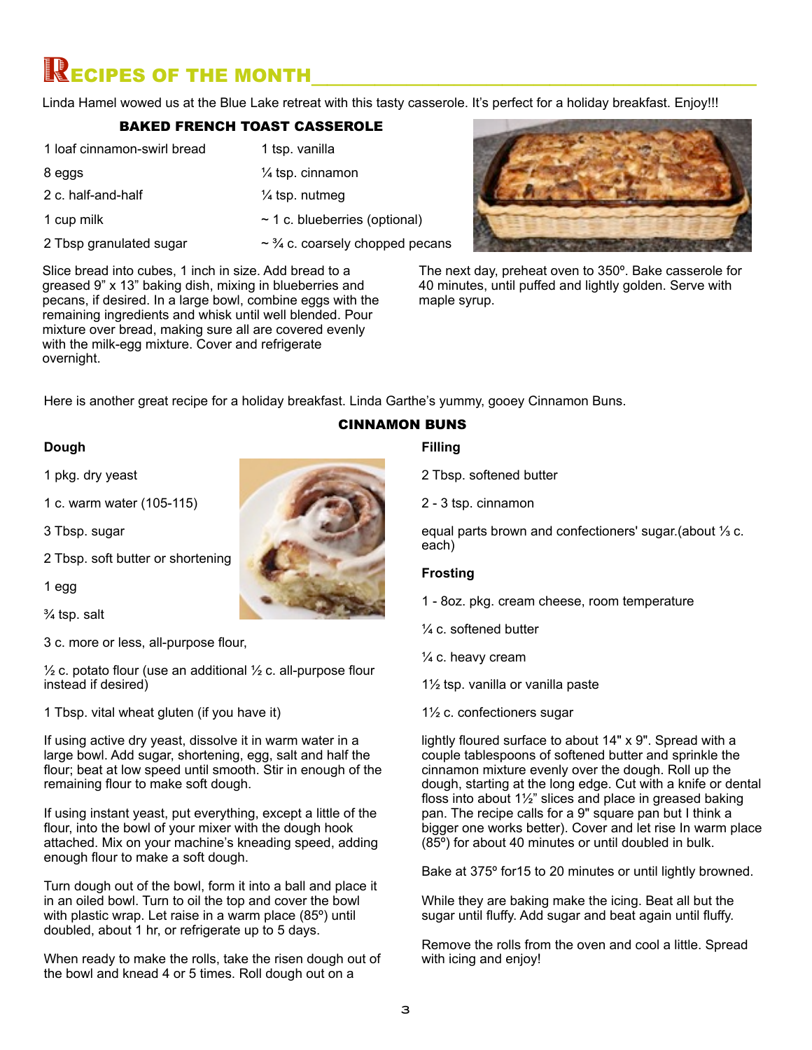# RECIPES OF THE MONTH

Linda Hamel wowed us at the Blue Lake retreat with this tasty casserole. It's perfect for a holiday breakfast. Enjoy!!!

### BAKED FRENCH TOAST CASSEROLE

- 1 loaf cinnamon-swirl bread
- 8 eggs
- 2 c. half-and-half
- 1 cup milk
- 2 Tbsp granulated sugar
- 1 tsp. vanilla
- ¼ tsp. cinnamon
- ¼ tsp. nutmeg
- ~ 1 c. blueberries (optional)
- ~ ¾ c. coarsely chopped pecans

Slice bread into cubes, 1 inch in size. Add bread to a greased 9" x 13" baking dish, mixing in blueberries and pecans, if desired. In a large bowl, combine eggs with the remaining ingredients and whisk until well blended. Pour mixture over bread, making sure all are covered evenly with the milk-egg mixture. Cover and refrigerate overnight.

The next day, preheat oven to 350º. Bake casserole for 40 minutes, until puffed and lightly golden. Serve with maple syrup.

Here is another great recipe for a holiday breakfast. Linda Garthe's yummy, gooey Cinnamon Buns.

### CINNAMON BUNS

**Dough**

1 pkg. dry yeast

1 c. warm water (105-115)

3 Tbsp. sugar

2 Tbsp. soft butter or shortening

1 egg

¾ tsp. salt

3 c. more or less, all-purpose flour,

½ c. potato flour (use an additional ½ c. all-purpose flour instead if desired)

1 Tbsp. vital wheat gluten (if you have it)

If using active dry yeast, dissolve it in warm water in a large bowl. Add sugar, shortening, egg, salt and half the flour; beat at low speed until smooth. Stir in enough of the remaining flour to make soft dough.

If using instant yeast, put everything, except a little of the flour, into the bowl of your mixer with the dough hook attached. Mix on your machine's kneading speed, adding enough flour to make a soft dough.

Turn dough out of the bowl, form it into a ball and place it in an oiled bowl. Turn to oil the top and cover the bowl with plastic wrap. Let raise in a warm place (85º) until doubled, about 1 hr, or refrigerate up to 5 days.

When ready to make the rolls, take the risen dough out of the bowl and knead 4 or 5 times. Roll dough out on a lightly floured surface to about 14" x 9". Spread with a couple tablespoons of softened butter and sprinkle the cinnamon mixture evenly over the dough. Roll up the dough, starting at the long edge. Cut with a knife or dental floss into about 1½" slices and place in greased baking pan. The recipe calls for a 9" square pan but I think a bigger one works better). Cover and let rise In warm place (85º) for about 40 minutes or until doubled in bulk.

Bake at 375º for15 to 20 minutes or until lightly browned.

While they are baking make the icing. Beat all but the sugar until fluffy. Add sugar and beat again until fluffy.

Remove the rolls from the oven and cool a little. Spread with icing and enjoy!

**Filling**

2 Tbsp. softened butter

2 - 3 tsp. cinnamon

equal parts brown and confectioners' sugar.(about ⅓ c. each)

**Frosting**

1 - 8oz. pkg. cream cheese, room temperature

¼ c. softened butter

¼ c. heavy cream

1½ tsp. vanilla or vanilla paste

1½ c. confectioners sugar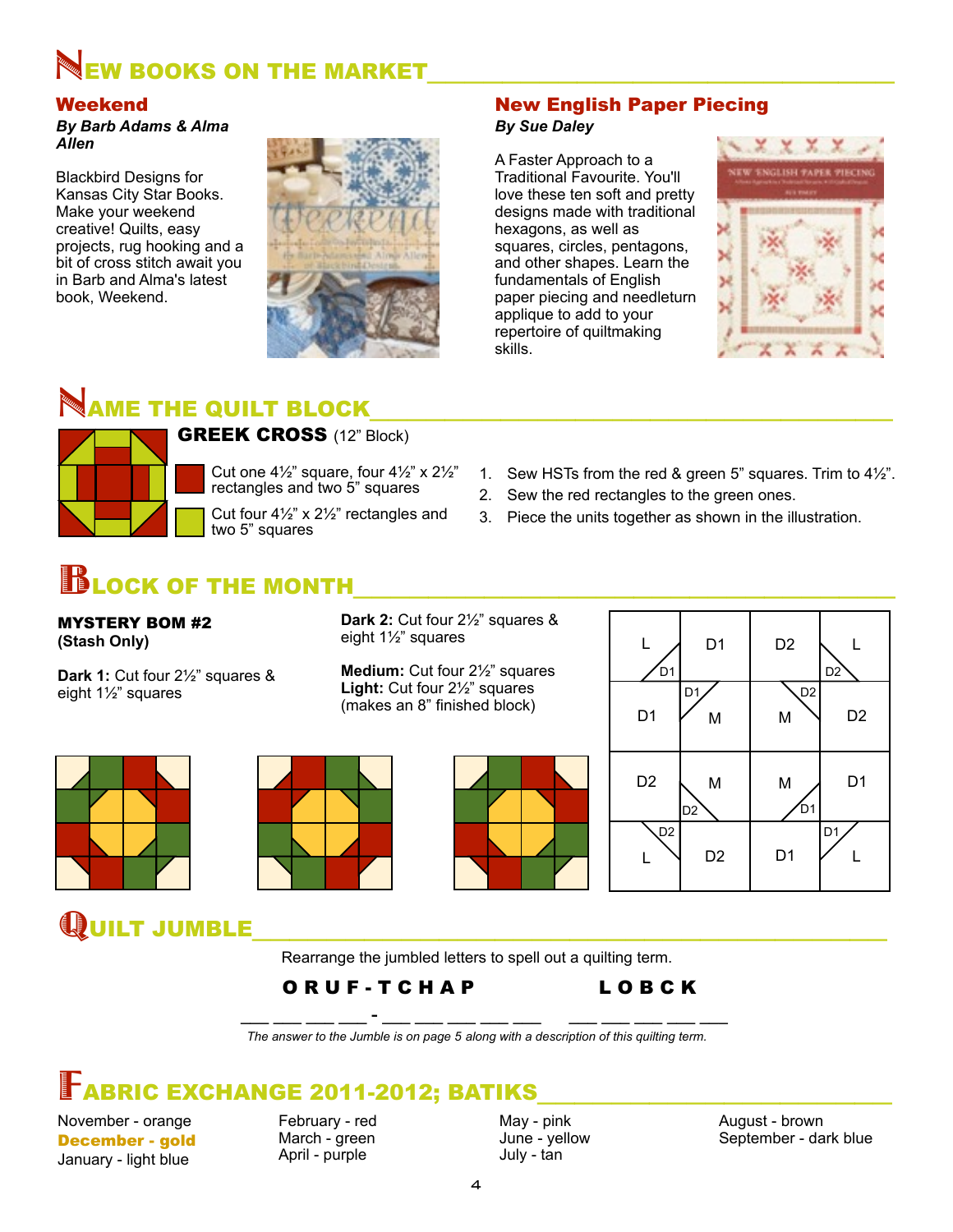# NEW BOOKS ON THE MARKET

## Weekend

***By Barb Adams & Alma Allen***

Blackbird Designs for Kansas City Star Books. Make your weekend creative! Quilts, easy projects, rug hooking and a bit of cross stitch await you in Barb and Alma's latest book, Weekend.

## New English Paper Piecing

***By Sue Daley***

A Faster Approach to a Traditional Favourite. You'll love these ten soft and pretty designs made with traditional hexagons, as well as squares, circles, pentagons, and other shapes. Learn the fundamentals of English paper piecing and needleturn applique to add to your repertoire of quiltmaking skills.

# NAME THE QUILT BLOCK

**GREEK CROSS** (12" Block)

- Red: Cut one 4½" square, four 4½" x 2½" rectangles and two 5" squares
- Green: Cut four 4½" x 2½" rectangles and two 5" squares

1. Sew HSTs from the red & green 5" squares. Trim to 4½".
2. Sew the red rectangles to the green ones.
3. Piece the units together as shown in the illustration.

# BLOCK OF THE MONTH

**MYSTERY BOM #2**
**(Stash Only)**

**Dark 1:** Cut four 2½" squares & eight 1½" squares

**Dark 2:** Cut four 2½" squares & eight 1½" squares

**Medium:** Cut four 2½" squares
**Light:** Cut four 2½" squares
(makes an 8" finished block)

| | | | |
|---|---|---|---|
| L / D1 | D1 | D2 | L / D2 |
| D1 | D1 / M | D2 / M | D2 |
| D2 | M / D2 | M / D1 | D1 |
| D2 / L | D2 | D1 | D1 / L |

# QUILT JUMBLE

Rearrange the jumbled letters to spell out a quilting term.

**O R U F - T C H A P          L O B C K**

\_\_ \_\_ \_\_ \_\_ - \_\_ \_\_ \_\_ \_\_ \_\_     \_\_ \_\_ \_\_ \_\_ \_\_

*The answer to the Jumble is on page 5 along with a description of this quilting term.*

# FABRIC EXCHANGE 2011-2012; BATIKS

November - orange
**December - gold**
January - light blue
February - red
March - green
April - purple
May - pink
June - yellow
July - tan
August - brown
September - dark blue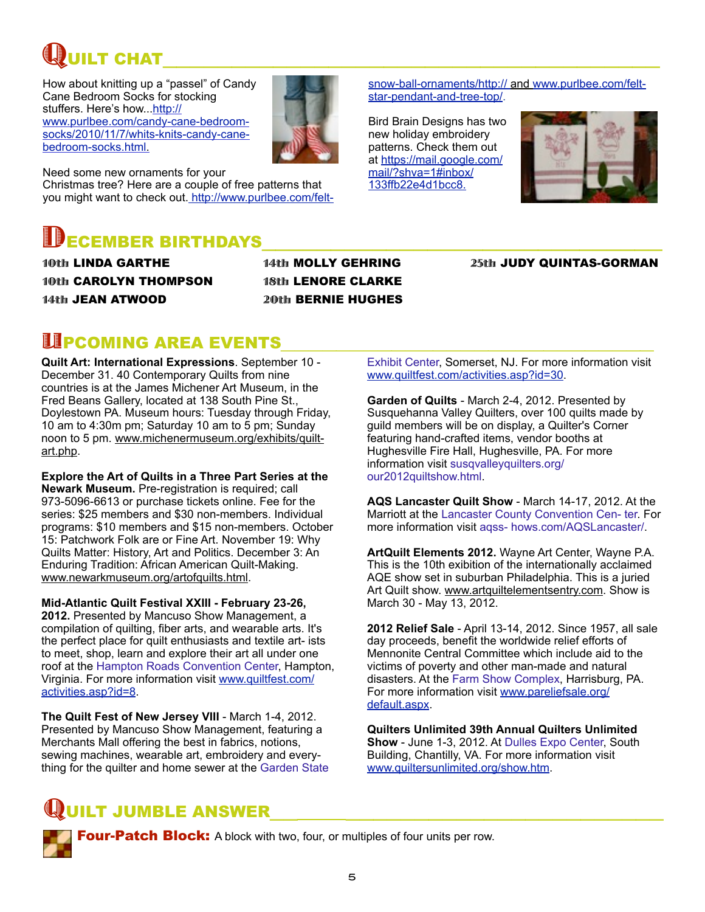## QUILT CHAT

How about knitting up a "passel" of Candy Cane Bedroom Socks for stocking stuffers. Here's how...http://www.purlbee.com/candy-cane-bedroom-socks/2010/11/7/whits-knits-candy-cane-bedroom-socks.html.

Need some new ornaments for your Christmas tree? Here are a couple of free patterns that you might want to check out. http://www.purlbee.com/felt-snow-ball-ornaments/http:// and www.purlbee.com/felt-star-pendant-and-tree-top/.

Bird Brain Designs has two new holiday embroidery patterns. Check them out at https://mail.google.com/mail/?shva=1#inbox/133ffb22e4d1bcc8.

## DECEMBER BIRTHDAYS

**10th** LINDA GARTHE
**10th** CAROLYN THOMPSON
**14th** JEAN ATWOOD
**14th** MOLLY GEHRING
**18th** LENORE CLARKE
**20th** BERNIE HUGHES
**25th** JUDY QUINTAS-GORMAN

## UPCOMING AREA EVENTS

**Quilt Art: International Expressions**. September 10 - December 31. 40 Contemporary Quilts from nine countries is at the James Michener Art Museum, in the Fred Beans Gallery, located at 138 South Pine St., Doylestown PA. Museum hours: Tuesday through Friday, 10 am to 4:30m pm; Saturday 10 am to 5 pm; Sunday noon to 5 pm. www.michenermuseum.org/exhibits/quilt-art.php.

**Explore the Art of Quilts in a Three Part Series at the Newark Museum.** Pre-registration is required; call 973-5096-6613 or purchase tickets online. Fee for the series: $25 members and $30 non-members. Individual programs: $10 members and $15 non-members. October 15: Patchwork Folk are or Fine Art. November 19: Why Quilts Matter: History, Art and Politics. December 3: An Enduring Tradition: African American Quilt-Making. www.newarkmuseum.org/artofquilts.html.

**Mid-Atlantic Quilt Festival XXIII - February 23-26, 2012.** Presented by Mancuso Show Management, a compilation of quilting, fiber arts, and wearable arts. It's the perfect place for quilt enthusiasts and textile art- ists to meet, shop, learn and explore their art all under one roof at the Hampton Roads Convention Center, Hampton, Virginia. For more information visit www.quiltfest.com/activities.asp?id=8.

**The Quilt Fest of New Jersey VIII** - March 1-4, 2012. Presented by Mancuso Show Management, featuring a Merchants Mall offering the best in fabrics, notions, sewing machines, wearable art, embroidery and every-thing for the quilter and home sewer at the Garden State Exhibit Center, Somerset, NJ. For more information visit www.quiltfest.com/activities.asp?id=30.

**Garden of Quilts** - March 2-4, 2012. Presented by Susquehanna Valley Quilters, over 100 quilts made by guild members will be on display, a Quilter's Corner featuring hand-crafted items, vendor booths at Hughesville Fire Hall, Hughesville, PA. For more information visit susqvalleyquilters.org/our2012quiltshow.html.

**AQS Lancaster Quilt Show** - March 14-17, 2012. At the Marriott at the Lancaster County Convention Cen- ter. For more information visit aqss- hows.com/AQSLancaster/.

**ArtQuilt Elements 2012.** Wayne Art Center, Wayne P.A. This is the 10th exibition of the internationally acclaimed AQE show set in suburban Philadelphia. This is a juried Art Quilt show. www.artquiltelementsentry.com. Show is March 30 - May 13, 2012.

**2012 Relief Sale** - April 13-14, 2012. Since 1957, all sale day proceeds, benefit the worldwide relief efforts of Mennonite Central Committee which include aid to the victims of poverty and other man-made and natural disasters. At the Farm Show Complex, Harrisburg, PA. For more information visit www.pareliefsale.org/default.aspx.

**Quilters Unlimited 39th Annual Quilters Unlimited Show** - June 1-3, 2012. At Dulles Expo Center, South Building, Chantilly, VA. For more information visit www.quiltersunlimited.org/show.htm.

## QUILT JUMBLE ANSWER

**Four-Patch Block:** A block with two, four, or multiples of four units per row.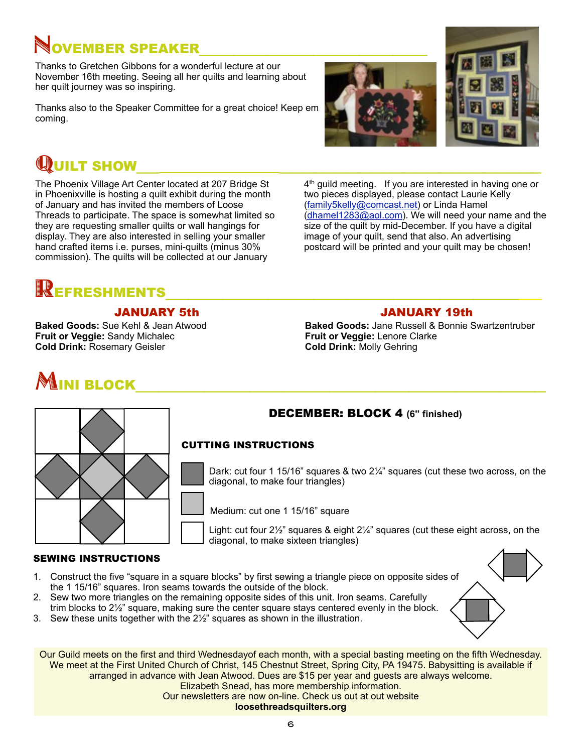# NOVEMBER SPEAKER

Thanks to Gretchen Gibbons for a wonderful lecture at our November 16th meeting. Seeing all her quilts and learning about her quilt journey was so inspiring.

Thanks also to the Speaker Committee for a great choice! Keep em coming.

# QUILT SHOW

The Phoenix Village Art Center located at 207 Bridge St in Phoenixville is hosting a quilt exhibit during the month of January and has invited the members of Loose Threads to participate. The space is somewhat limited so they are requesting smaller quilts or wall hangings for display. They are also interested in selling your smaller hand crafted items i.e. purses, mini-quilts (minus 30% commission). The quilts will be collected at our January 4th guild meeting. If you are interested in having one or two pieces displayed, please contact Laurie Kelly (family5kelly@comcast.net) or Linda Hamel (dhamel1283@aol.com). We will need your name and the size of the quilt by mid-December. If you have a digital image of your quilt, send that also. An advertising postcard will be printed and your quilt may be chosen!

# REFRESHMENTS

## JANUARY 5th

**Baked Goods:** Sue Kehl & Jean Atwood
**Fruit or Veggie:** Sandy Michalec
**Cold Drink:** Rosemary Geisler

## JANUARY 19th

**Baked Goods:** Jane Russell & Bonnie Swartzentruber
**Fruit or Veggie:** Lenore Clarke
**Cold Drink:** Molly Gehring

# MINI BLOCK

## DECEMBER: BLOCK 4 (6" finished)

### CUTTING INSTRUCTIONS

Dark: cut four 1 15/16" squares & two 2¼" squares (cut these two across, on the diagonal, to make four triangles)

Medium: cut one 1 15/16" square

Light: cut four 2½" squares & eight 2¼" squares (cut these eight across, on the diagonal, to make sixteen triangles)

### SEWING INSTRUCTIONS

1. Construct the five "square in a square blocks" by first sewing a triangle piece on opposite sides of the 1 15/16" squares. Iron seams towards the outside of the block.
2. Sew two more triangles on the remaining opposite sides of this unit. Iron seams. Carefully trim blocks to 2½" square, making sure the center square stays centered evenly in the block.
3. Sew these units together with the 2½" squares as shown in the illustration.

Our Guild meets on the first and third Wednesdayof each month, with a special basting meeting on the fifth Wednesday. We meet at the First United Church of Christ, 145 Chestnut Street, Spring City, PA 19475. Babysitting is available if arranged in advance with Jean Atwood. Dues are $15 per year and guests are always welcome.
Elizabeth Snead, has more membership information.
Our newsletters are now on-line. Check us out at out website
**loosethreadsquilters.org**